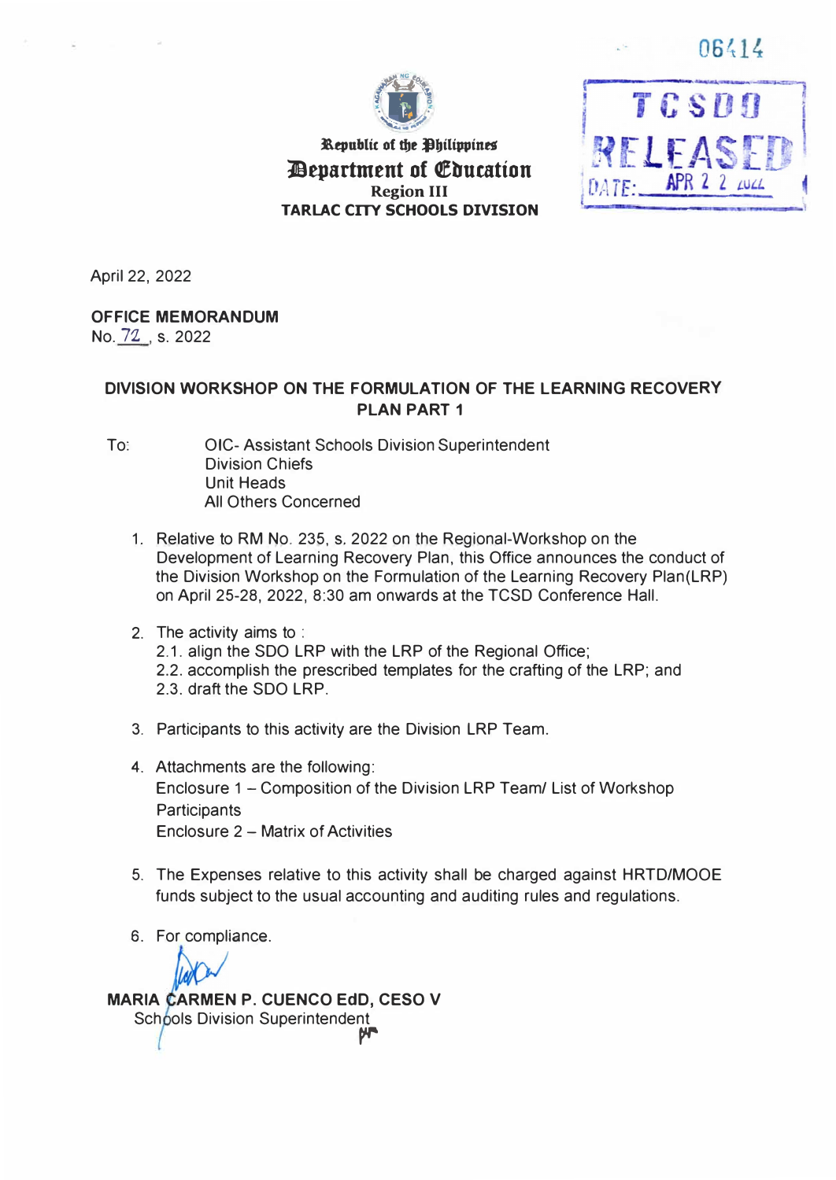06414

Republic of the Philippines
**Department of Education**
Region III
**TARLAC CITY SCHOOLS DIVISION**

TCSDO RELEASED DATE: APR 22 2022

April 22, 2022

**OFFICE MEMORANDUM**
No. 72, s. 2022

**DIVISION WORKSHOP ON THE FORMULATION OF THE LEARNING RECOVERY PLAN PART 1**

To: OIC- Assistant Schools Division Superintendent
Division Chiefs
Unit Heads
All Others Concerned

1. Relative to RM No. 235, s. 2022 on the Regional-Workshop on the Development of Learning Recovery Plan, this Office announces the conduct of the Division Workshop on the Formulation of the Learning Recovery Plan(LRP) on April 25-28, 2022, 8:30 am onwards at the TCSD Conference Hall.

2. The activity aims to :
   2.1. align the SDO LRP with the LRP of the Regional Office;
   2.2. accomplish the prescribed templates for the crafting of the LRP; and
   2.3. draft the SDO LRP.

3. Participants to this activity are the Division LRP Team.

4. Attachments are the following:
   Enclosure 1 – Composition of the Division LRP Team/ List of Workshop Participants
   Enclosure 2 – Matrix of Activities

5. The Expenses relative to this activity shall be charged against HRTD/MOOE funds subject to the usual accounting and auditing rules and regulations.

6. For compliance.

**MARIA CARMEN P. CUENCO EdD, CESO V**
Schools Division Superintendent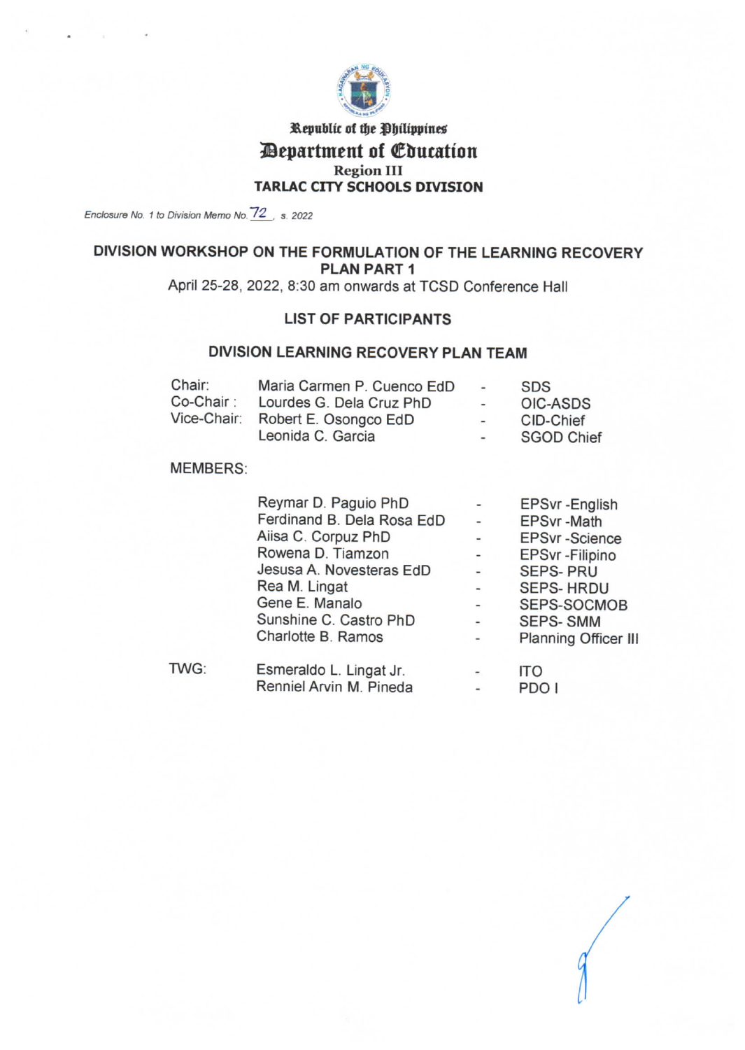Republic of the Philippines
# Department of Education
Region III
**TARLAC CITY SCHOOLS DIVISION**

*Enclosure No. 1 to Division Memo No. 72, s. 2022*

## DIVISION WORKSHOP ON THE FORMULATION OF THE LEARNING RECOVERY PLAN PART 1

April 25-28, 2022, 8:30 am onwards at TCSD Conference Hall

### LIST OF PARTICIPANTS

### DIVISION LEARNING RECOVERY PLAN TEAM

| | | | |
|---|---|---|---|
| Chair: | Maria Carmen P. Cuenco EdD | - | SDS |
| Co-Chair : | Lourdes G. Dela Cruz PhD | - | OIC-ASDS |
| Vice-Chair: | Robert E. Osongco EdD | - | CID-Chief |
| | Leonida C. Garcia | - | SGOD Chief |

MEMBERS:

| | | | |
|---|---|---|---|
| | Reymar D. Paguio PhD | - | EPSvr -English |
| | Ferdinand B. Dela Rosa EdD | - | EPSvr -Math |
| | Aiisa C. Corpuz PhD | - | EPSvr -Science |
| | Rowena D. Tiamzon | - | EPSvr -Filipino |
| | Jesusa A. Novesteras EdD | - | SEPS- PRU |
| | Rea M. Lingat | - | SEPS- HRDU |
| | Gene E. Manalo | - | SEPS-SOCMOB |
| | Sunshine C. Castro PhD | - | SEPS- SMM |
| | Charlotte B. Ramos | - | Planning Officer III |
| TWG: | Esmeraldo L. Lingat Jr. | - | ITO |
| | Renniel Arvin M. Pineda | - | PDO I |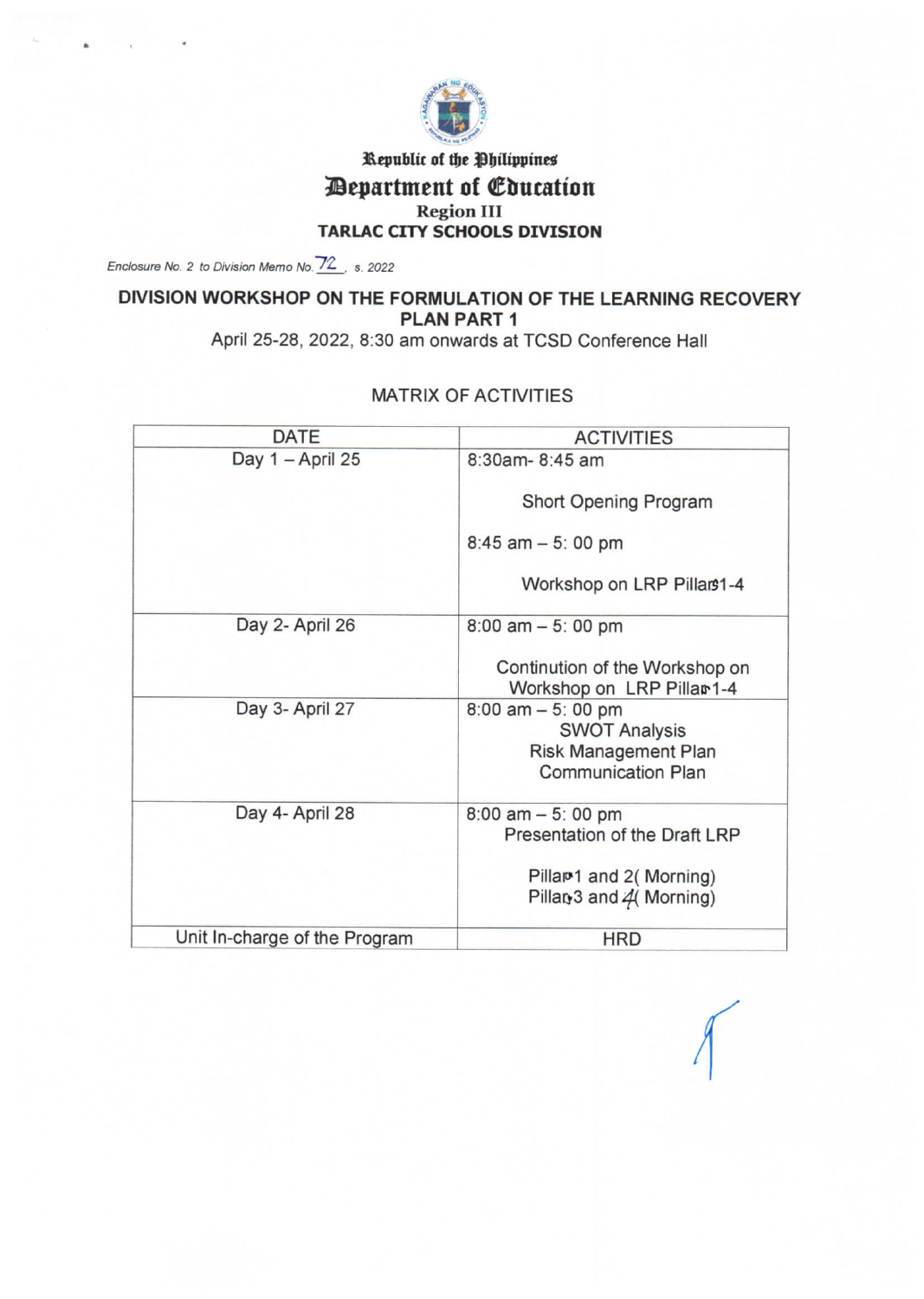Republic of the Philippines

# Department of Education

Region III

TARLAC CITY SCHOOLS DIVISION

*Enclosure No. 2 to Division Memo No. 72, s. 2022*

## DIVISION WORKSHOP ON THE FORMULATION OF THE LEARNING RECOVERY PLAN PART 1

April 25-28, 2022, 8:30 am onwards at TCSD Conference Hall

MATRIX OF ACTIVITIES

| DATE | ACTIVITIES |
| --- | --- |
| Day 1 – April 25 | 8:30am- 8:45 am<br><br>Short Opening Program<br><br>8:45 am – 5: 00 pm<br><br>Workshop on LRP Pillars1-4 |
| Day 2- April 26 | 8:00 am – 5: 00 pm<br><br>Continution of the Workshop on Workshop on LRP Pillar 1-4 |
| Day 3- April 27 | 8:00 am – 5: 00 pm<br>SWOT Analysis<br>Risk Management Plan<br>Communication Plan |
| Day 4- April 28 | 8:00 am – 5: 00 pm<br>Presentation of the Draft LRP<br><br>Pillar 1 and 2( Morning)<br>Pillar 3 and 4( Morning) |
| Unit In-charge of the Program | HRD |